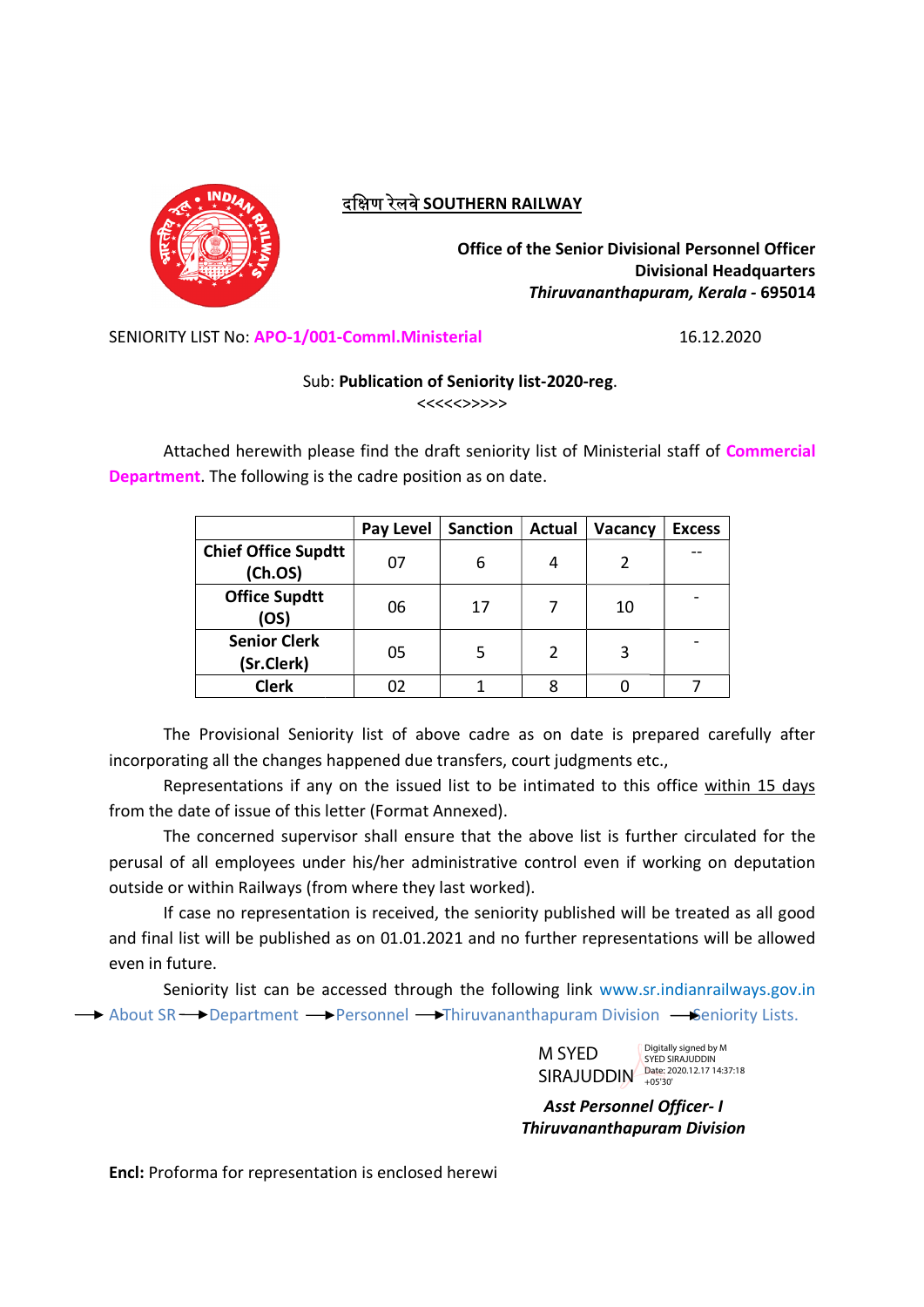## दक्षिण रेलवे SOUTHERN RAILWAY

**Office of the Senior Divisional Personnel Officer**
**Divisional Headquarters**
***Thiruvananthapuram, Kerala* - 695014**

SENIORITY LIST No: **APO-1/001-Comml.Ministerial** 16.12.2020

Sub: **Publication of Seniority list-2020-reg**.

<<<<<>>>>>

Attached herewith please find the draft seniority list of Ministerial staff of **Commercial Department**. The following is the cadre position as on date.

| | Pay Level | Sanction | Actual | Vacancy | Excess |
|---|---|---|---|---|---|
| **Chief Office Supdtt (Ch.OS)** | 07 | 6 | 4 | 2 | -- |
| **Office Supdtt (OS)** | 06 | 17 | 7 | 10 | - |
| **Senior Clerk (Sr.Clerk)** | 05 | 5 | 2 | 3 | - |
| **Clerk** | 02 | 1 | 8 | 0 | 7 |

The Provisional Seniority list of above cadre as on date is prepared carefully after incorporating all the changes happened due transfers, court judgments etc.,

Representations if any on the issued list to be intimated to this office within 15 days from the date of issue of this letter (Format Annexed).

The concerned supervisor shall ensure that the above list is further circulated for the perusal of all employees under his/her administrative control even if working on deputation outside or within Railways (from where they last worked).

If case no representation is received, the seniority published will be treated as all good and final list will be published as on 01.01.2021 and no further representations will be allowed even in future.

Seniority list can be accessed through the following link www.sr.indianrailways.gov.in → About SR → Department → Personnel → Thiruvananthapuram Division → Seniority Lists.

M SYED SIRAJUDDIN
Digitally signed by M SYED SIRAJUDDIN
Date: 2020.12.17 14:37:18 +05'30'

***Asst Personnel Officer- I***
***Thiruvananthapuram Division***

**Encl:** Proforma for representation is enclosed herewi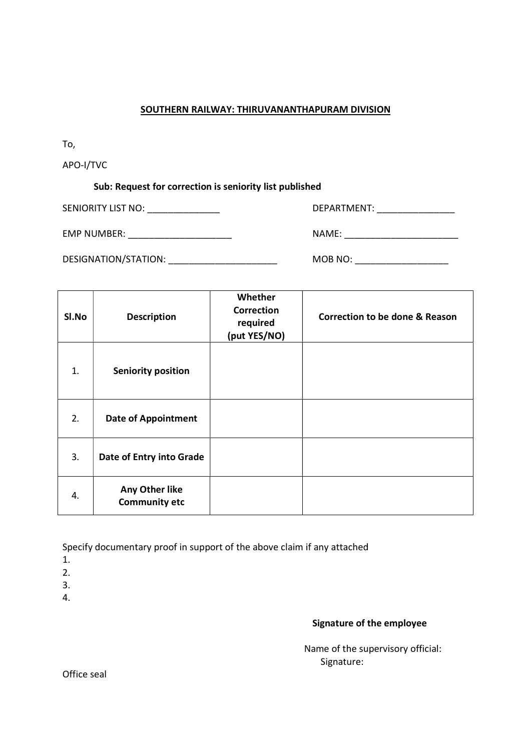**SOUTHERN RAILWAY: THIRUVANANTHAPURAM DIVISION**

To,

APO-I/TVC

**Sub: Request for correction is seniority list published**

SENIORITY LIST NO: ______________ DEPARTMENT: _______________

EMP NUMBER: ____________________ NAME: ______________________

DESIGNATION/STATION: _____________________ MOB NO: __________________

| Sl.No | Description | Whether Correction required (put YES/NO) | Correction to be done & Reason |
|---|---|---|---|
| 1. | **Seniority position** | | |
| 2. | **Date of Appointment** | | |
| 3. | **Date of Entry into Grade** | | |
| 4. | **Any Other like Community etc** | | |

Specify documentary proof in support of the above claim if any attached

1.
2.
3.
4.

**Signature of the employee**

Name of the supervisory official:

Signature:

Office seal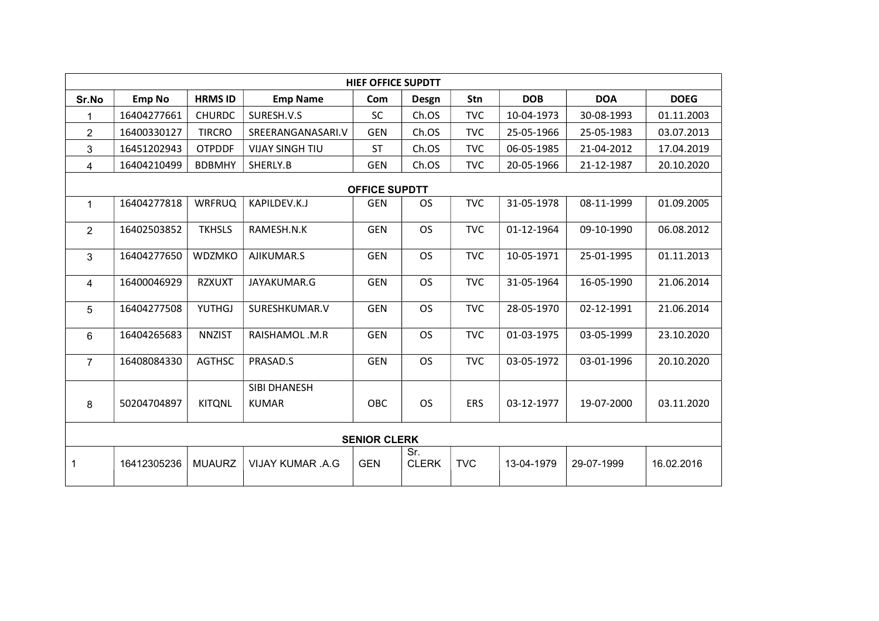| HIEF OFFICE SUPDTT | | | | | | | | | |
|---|---|---|---|---|---|---|---|---|---|
| **Sr.No** | **Emp No** | **HRMS ID** | **Emp Name** | **Com** | **Desgn** | **Stn** | **DOB** | **DOA** | **DOEG** |
| 1 | 16404277661 | CHURDC | SURESH.V.S | SC | Ch.OS | TVC | 10-04-1973 | 30-08-1993 | 01.11.2003 |
| 2 | 16400330127 | TIRCRO | SREERANGANASARI.V | GEN | Ch.OS | TVC | 25-05-1966 | 25-05-1983 | 03.07.2013 |
| 3 | 16451202943 | OTPDDF | VIJAY SINGH TIU | ST | Ch.OS | TVC | 06-05-1985 | 21-04-2012 | 17.04.2019 |
| 4 | 16404210499 | BDBMHY | SHERLY.B | GEN | Ch.OS | TVC | 20-05-1966 | 21-12-1987 | 20.10.2020 |
| **OFFICE SUPDTT** | | | | | | | | | |
| 1 | 16404277818 | WRFRUQ | KAPILDEV.K.J | GEN | OS | TVC | 31-05-1978 | 08-11-1999 | 01.09.2005 |
| 2 | 16402503852 | TKHSLS | RAMESH.N.K | GEN | OS | TVC | 01-12-1964 | 09-10-1990 | 06.08.2012 |
| 3 | 16404277650 | WDZMKO | AJIKUMAR.S | GEN | OS | TVC | 10-05-1971 | 25-01-1995 | 01.11.2013 |
| 4 | 16400046929 | RZXUXT | JAYAKUMAR.G | GEN | OS | TVC | 31-05-1964 | 16-05-1990 | 21.06.2014 |
| 5 | 16404277508 | YUTHGJ | SURESHKUMAR.V | GEN | OS | TVC | 28-05-1970 | 02-12-1991 | 21.06.2014 |
| 6 | 16404265683 | NNZIST | RAISHAMOL .M.R | GEN | OS | TVC | 01-03-1975 | 03-05-1999 | 23.10.2020 |
| 7 | 16408084330 | AGTHSC | PRASAD.S | GEN | OS | TVC | 03-05-1972 | 03-01-1996 | 20.10.2020 |
| 8 | 50204704897 | KITQNL | SIBI DHANESH KUMAR | OBC | OS | ERS | 03-12-1977 | 19-07-2000 | 03.11.2020 |
| **SENIOR CLERK** | | | | | | | | | |
| 1 | 16412305236 | MUAURZ | VIJAY KUMAR .A.G | GEN | Sr. CLERK | TVC | 13-04-1979 | 29-07-1999 | 16.02.2016 |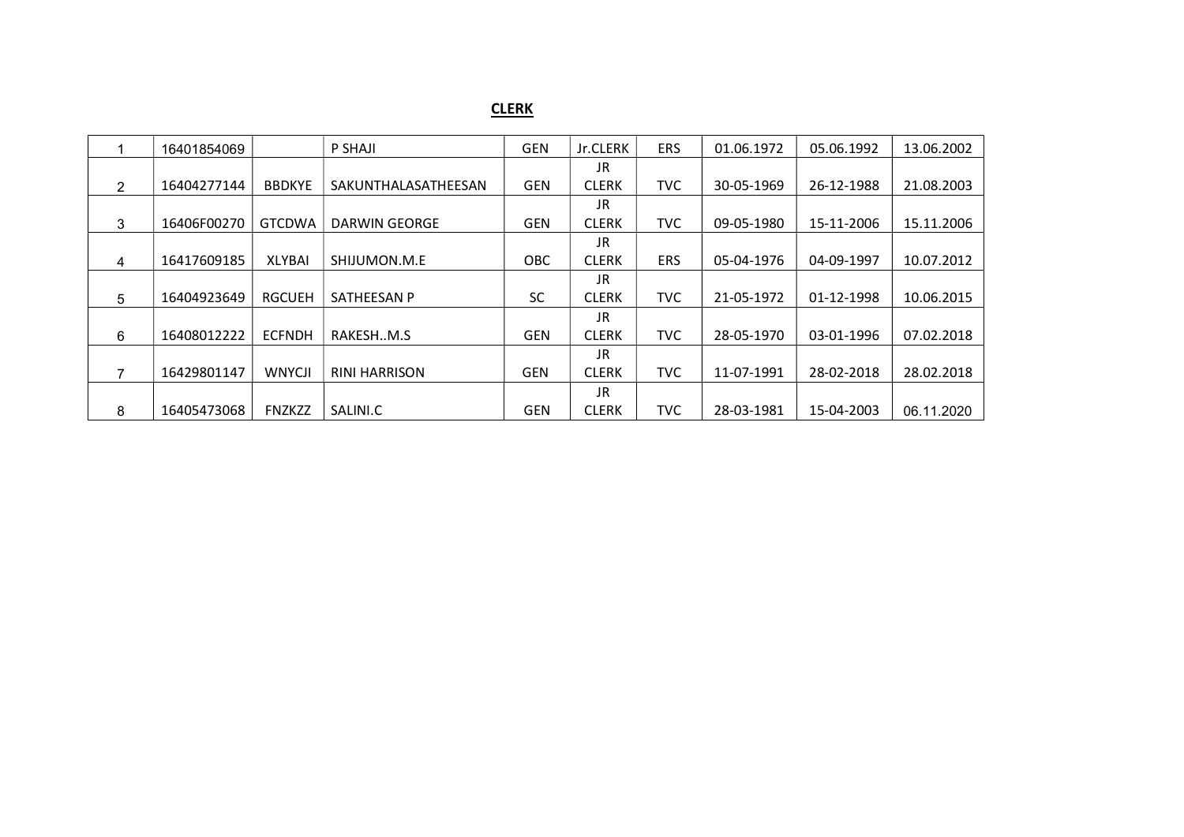**CLERK**

| | | | | | | | | | |
|---|---|---|---|---|---|---|---|---|---|
| 1 | 16401854069 | | P SHAJI | GEN | Jr.CLERK | ERS | 01.06.1972 | 05.06.1992 | 13.06.2002 |
| 2 | 16404277144 | BBDKYE | SAKUNTHALASATHEESAN | GEN | JR CLERK | TVC | 30-05-1969 | 26-12-1988 | 21.08.2003 |
| 3 | 16406F00270 | GTCDWA | DARWIN GEORGE | GEN | JR CLERK | TVC | 09-05-1980 | 15-11-2006 | 15.11.2006 |
| 4 | 16417609185 | XLYBAI | SHIJUMON.M.E | OBC | JR CLERK | ERS | 05-04-1976 | 04-09-1997 | 10.07.2012 |
| 5 | 16404923649 | RGCUEH | SATHEESAN P | SC | JR CLERK | TVC | 21-05-1972 | 01-12-1998 | 10.06.2015 |
| 6 | 16408012222 | ECFNDH | RAKESH..M.S | GEN | JR CLERK | TVC | 28-05-1970 | 03-01-1996 | 07.02.2018 |
| 7 | 16429801147 | WNYCJI | RINI HARRISON | GEN | JR CLERK | TVC | 11-07-1991 | 28-02-2018 | 28.02.2018 |
| 8 | 16405473068 | FNZKZZ | SALINI.C | GEN | JR CLERK | TVC | 28-03-1981 | 15-04-2003 | 06.11.2020 |